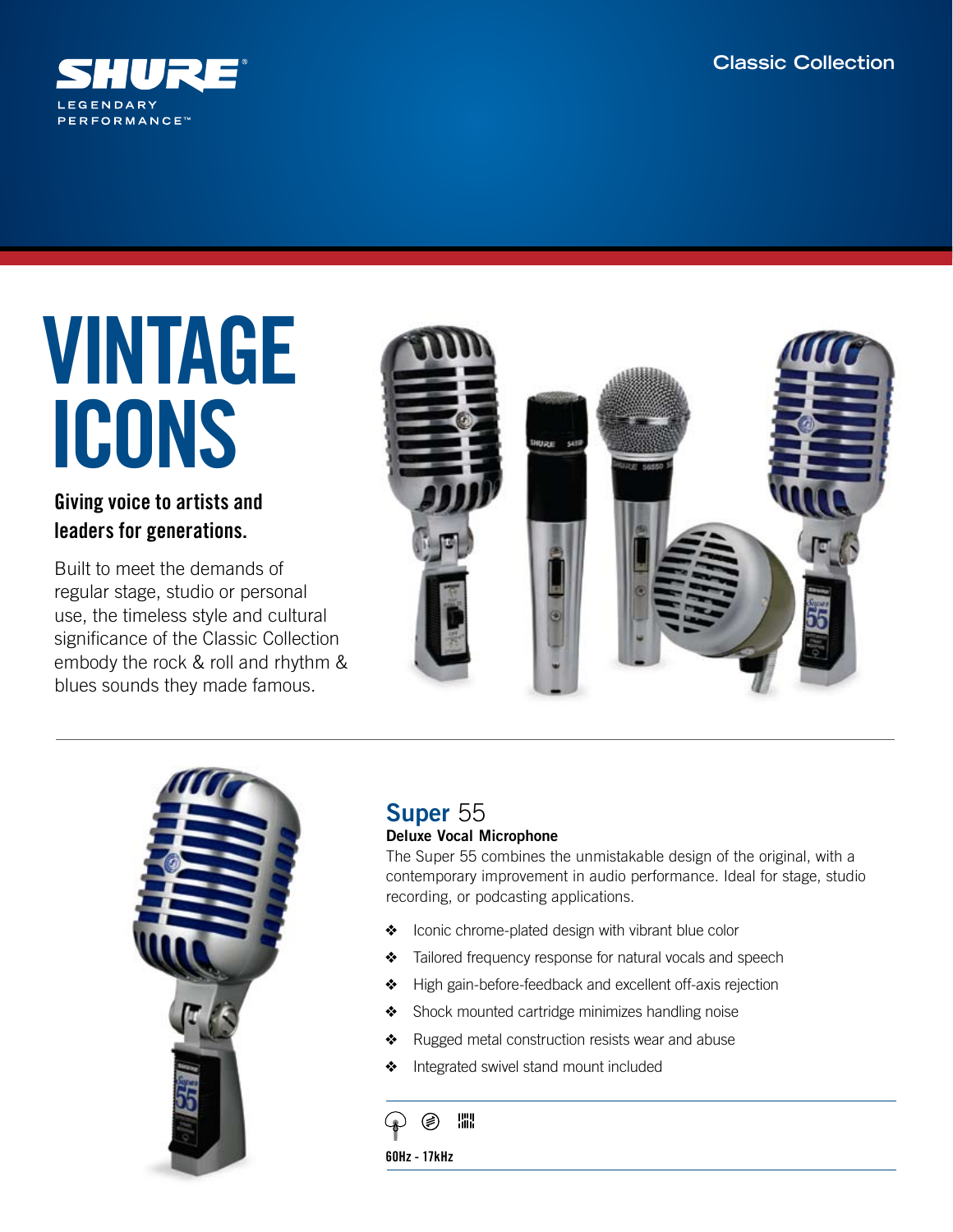SHURE

LEGENDARY PERFORMANCE™

Classic Collection

# VINTAGE ICONS

**Giving voice to artists and leaders for generations.**

Built to meet the demands of regular stage, studio or personal use, the timeless style and cultural significance of the Classic Collection embody the rock & roll and rhythm & blues sounds they made famous.

## Super 55

**Deluxe Vocal Microphone**

The Super 55 combines the unmistakable design of the original, with a contemporary improvement in audio performance. Ideal for stage, studio recording, or podcasting applications.

- ❖ Iconic chrome-plated design with vibrant blue color
- ❖ Tailored frequency response for natural vocals and speech
- ❖ High gain-before-feedback and excellent off-axis rejection
- ❖ Shock mounted cartridge minimizes handling noise
- ❖ Rugged metal construction resists wear and abuse
- ❖ Integrated swivel stand mount included

**60Hz - 17kHz**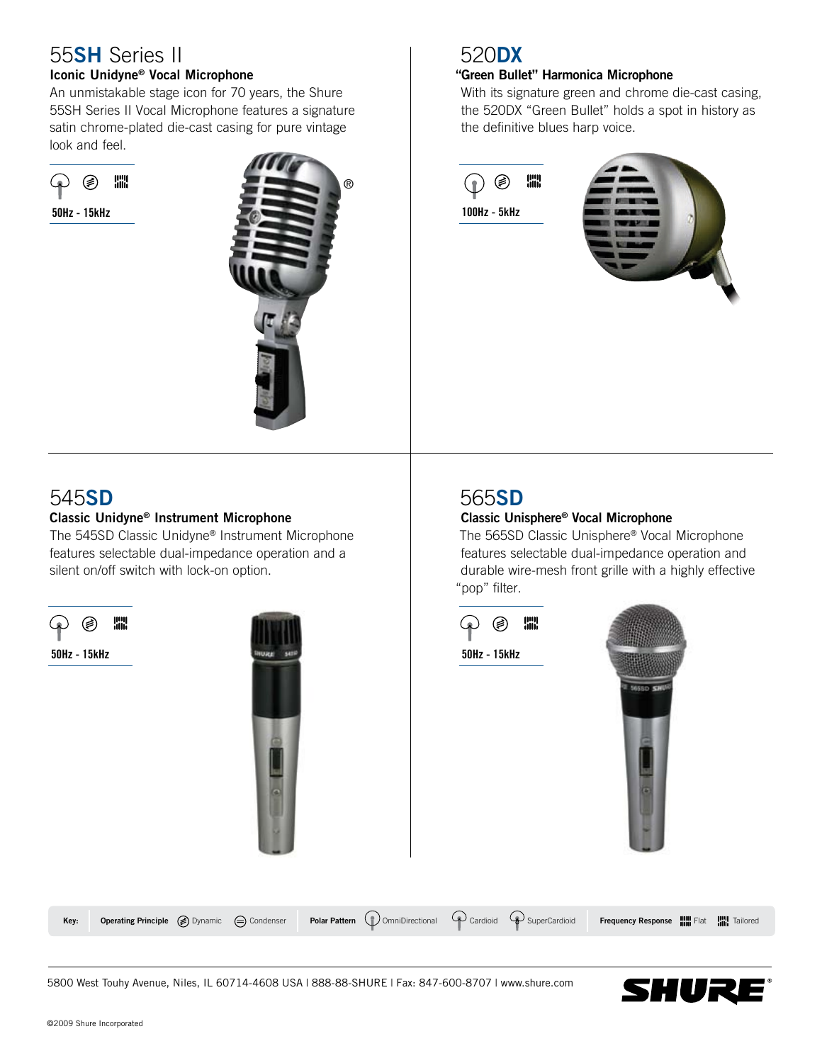## 55**SH** Series II

**Iconic Unidyne® Vocal Microphone**

An unmistakable stage icon for 70 years, the Shure 55SH Series II Vocal Microphone features a signature satin chrome-plated die-cast casing for pure vintage look and feel.

50Hz - 15kHz

## 520**DX**

**"Green Bullet" Harmonica Microphone**

With its signature green and chrome die-cast casing, the 520DX "Green Bullet" holds a spot in history as the definitive blues harp voice.

100Hz - 5kHz

## 545**SD**

**Classic Unidyne® Instrument Microphone**

The 545SD Classic Unidyne® Instrument Microphone features selectable dual-impedance operation and a silent on/off switch with lock-on option.

50Hz - 15kHz

## 565**SD**

**Classic Unisphere® Vocal Microphone**

The 565SD Classic Unisphere® Vocal Microphone features selectable dual-impedance operation and durable wire-mesh front grille with a highly effective "pop" filter.

50Hz - 15kHz

**Key:** **Operating Principle** Dynamic, Condenser | **Polar Pattern** OmniDirectional, Cardioid, SuperCardioid | **Frequency Response** Flat, Tailored

5800 West Touhy Avenue, Niles, IL 60714-4608 USA | 888-88-SHURE | Fax: 847-600-8707 | www.shure.com

SHURE®

©2009 Shure Incorporated